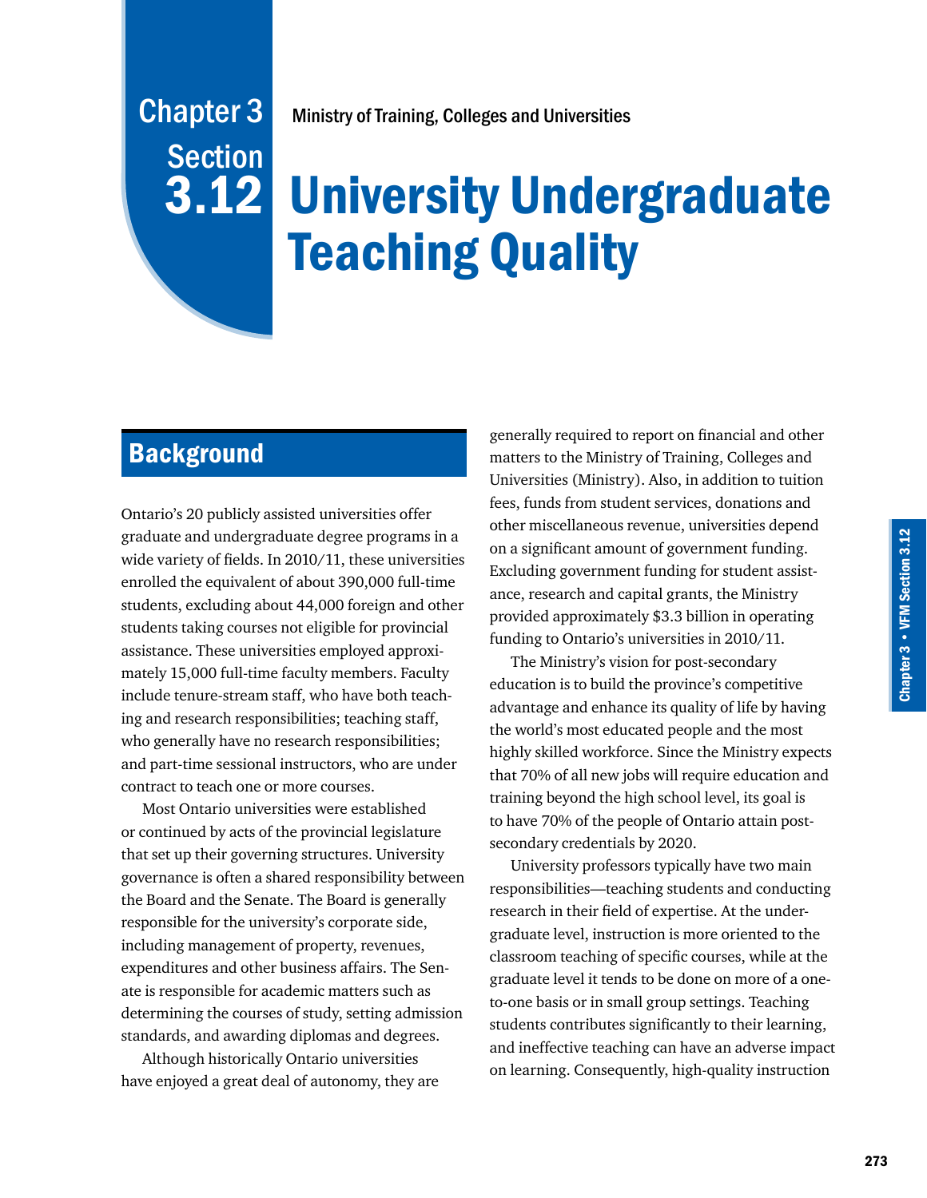Chapter 3
Section
3.12

Ministry of Training, Colleges and Universities

# University Undergraduate Teaching Quality

## Background

Ontario's 20 publicly assisted universities offer graduate and undergraduate degree programs in a wide variety of fields. In 2010/11, these universities enrolled the equivalent of about 390,000 full-time students, excluding about 44,000 foreign and other students taking courses not eligible for provincial assistance. These universities employed approximately 15,000 full-time faculty members. Faculty include tenure-stream staff, who have both teaching and research responsibilities; teaching staff, who generally have no research responsibilities; and part-time sessional instructors, who are under contract to teach one or more courses.

Most Ontario universities were established or continued by acts of the provincial legislature that set up their governing structures. University governance is often a shared responsibility between the Board and the Senate. The Board is generally responsible for the university's corporate side, including management of property, revenues, expenditures and other business affairs. The Senate is responsible for academic matters such as determining the courses of study, setting admission standards, and awarding diplomas and degrees.

Although historically Ontario universities have enjoyed a great deal of autonomy, they are generally required to report on financial and other matters to the Ministry of Training, Colleges and Universities (Ministry). Also, in addition to tuition fees, funds from student services, donations and other miscellaneous revenue, universities depend on a significant amount of government funding. Excluding government funding for student assistance, research and capital grants, the Ministry provided approximately $3.3 billion in operating funding to Ontario's universities in 2010/11.

The Ministry's vision for post-secondary education is to build the province's competitive advantage and enhance its quality of life by having the world's most educated people and the most highly skilled workforce. Since the Ministry expects that 70% of all new jobs will require education and training beyond the high school level, its goal is to have 70% of the people of Ontario attain post-secondary credentials by 2020.

University professors typically have two main responsibilities—teaching students and conducting research in their field of expertise. At the undergraduate level, instruction is more oriented to the classroom teaching of specific courses, while at the graduate level it tends to be done on more of a one-to-one basis or in small group settings. Teaching students contributes significantly to their learning, and ineffective teaching can have an adverse impact on learning. Consequently, high-quality instruction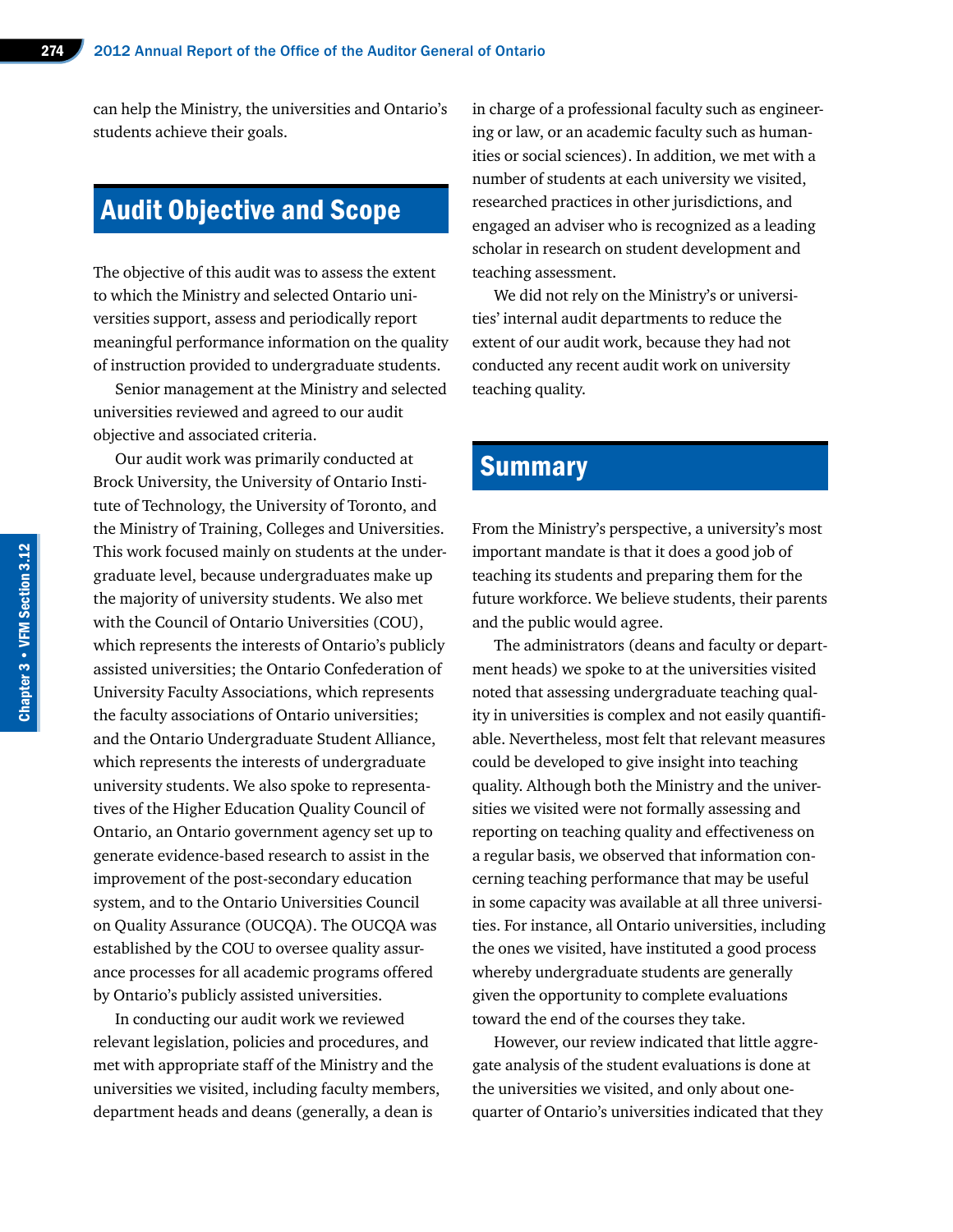can help the Ministry, the universities and Ontario's students achieve their goals.

## Audit Objective and Scope

The objective of this audit was to assess the extent to which the Ministry and selected Ontario universities support, assess and periodically report meaningful performance information on the quality of instruction provided to undergraduate students.

Senior management at the Ministry and selected universities reviewed and agreed to our audit objective and associated criteria.

Our audit work was primarily conducted at Brock University, the University of Ontario Institute of Technology, the University of Toronto, and the Ministry of Training, Colleges and Universities. This work focused mainly on students at the undergraduate level, because undergraduates make up the majority of university students. We also met with the Council of Ontario Universities (COU), which represents the interests of Ontario's publicly assisted universities; the Ontario Confederation of University Faculty Associations, which represents the faculty associations of Ontario universities; and the Ontario Undergraduate Student Alliance, which represents the interests of undergraduate university students. We also spoke to representatives of the Higher Education Quality Council of Ontario, an Ontario government agency set up to generate evidence-based research to assist in the improvement of the post-secondary education system, and to the Ontario Universities Council on Quality Assurance (OUCQA). The OUCQA was established by the COU to oversee quality assurance processes for all academic programs offered by Ontario's publicly assisted universities.

In conducting our audit work we reviewed relevant legislation, policies and procedures, and met with appropriate staff of the Ministry and the universities we visited, including faculty members, department heads and deans (generally, a dean is in charge of a professional faculty such as engineering or law, or an academic faculty such as humanities or social sciences). In addition, we met with a number of students at each university we visited, researched practices in other jurisdictions, and engaged an adviser who is recognized as a leading scholar in research on student development and teaching assessment.

We did not rely on the Ministry's or universities' internal audit departments to reduce the extent of our audit work, because they had not conducted any recent audit work on university teaching quality.

## Summary

From the Ministry's perspective, a university's most important mandate is that it does a good job of teaching its students and preparing them for the future workforce. We believe students, their parents and the public would agree.

The administrators (deans and faculty or department heads) we spoke to at the universities visited noted that assessing undergraduate teaching quality in universities is complex and not easily quantifiable. Nevertheless, most felt that relevant measures could be developed to give insight into teaching quality. Although both the Ministry and the universities we visited were not formally assessing and reporting on teaching quality and effectiveness on a regular basis, we observed that information concerning teaching performance that may be useful in some capacity was available at all three universities. For instance, all Ontario universities, including the ones we visited, have instituted a good process whereby undergraduate students are generally given the opportunity to complete evaluations toward the end of the courses they take.

However, our review indicated that little aggregate analysis of the student evaluations is done at the universities we visited, and only about one-quarter of Ontario's universities indicated that they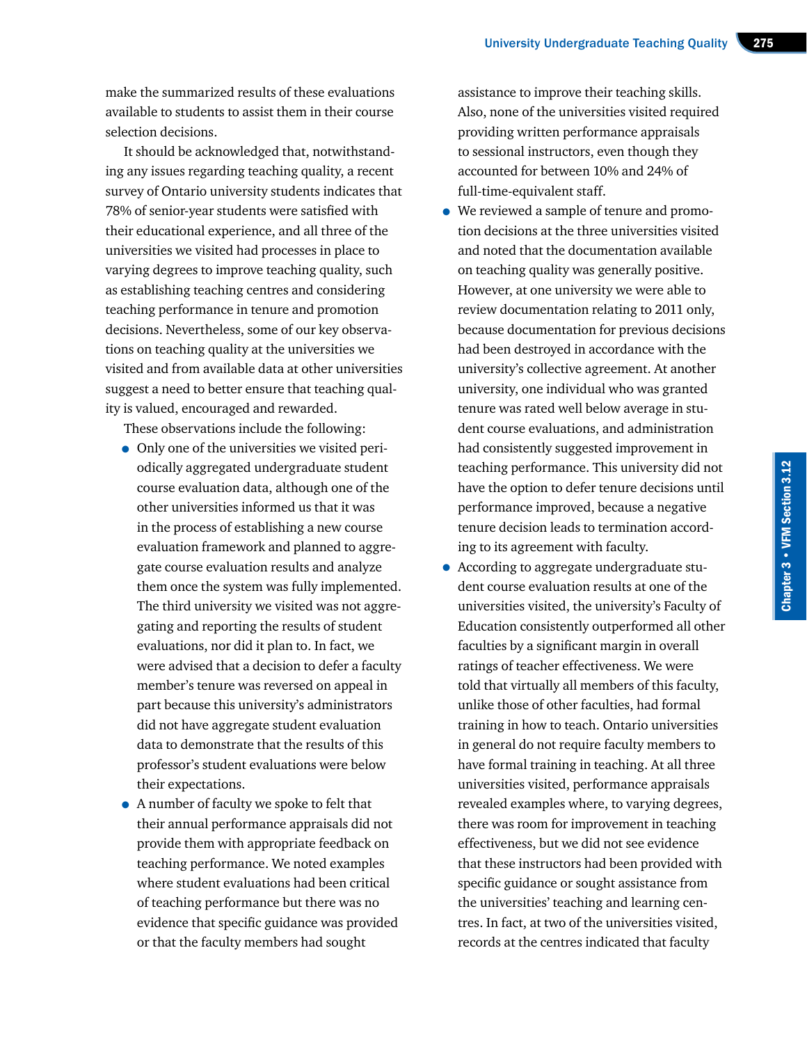make the summarized results of these evaluations available to students to assist them in their course selection decisions.

It should be acknowledged that, notwithstanding any issues regarding teaching quality, a recent survey of Ontario university students indicates that 78% of senior-year students were satisfied with their educational experience, and all three of the universities we visited had processes in place to varying degrees to improve teaching quality, such as establishing teaching centres and considering teaching performance in tenure and promotion decisions. Nevertheless, some of our key observations on teaching quality at the universities we visited and from available data at other universities suggest a need to better ensure that teaching quality is valued, encouraged and rewarded.

These observations include the following:

- Only one of the universities we visited periodically aggregated undergraduate student course evaluation data, although one of the other universities informed us that it was in the process of establishing a new course evaluation framework and planned to aggregate course evaluation results and analyze them once the system was fully implemented. The third university we visited was not aggregating and reporting the results of student evaluations, nor did it plan to. In fact, we were advised that a decision to defer a faculty member's tenure was reversed on appeal in part because this university's administrators did not have aggregate student evaluation data to demonstrate that the results of this professor's student evaluations were below their expectations.
- A number of faculty we spoke to felt that their annual performance appraisals did not provide them with appropriate feedback on teaching performance. We noted examples where student evaluations had been critical of teaching performance but there was no evidence that specific guidance was provided or that the faculty members had sought assistance to improve their teaching skills. Also, none of the universities visited required providing written performance appraisals to sessional instructors, even though they accounted for between 10% and 24% of full-time-equivalent staff.
- We reviewed a sample of tenure and promotion decisions at the three universities visited and noted that the documentation available on teaching quality was generally positive. However, at one university we were able to review documentation relating to 2011 only, because documentation for previous decisions had been destroyed in accordance with the university's collective agreement. At another university, one individual who was granted tenure was rated well below average in student course evaluations, and administration had consistently suggested improvement in teaching performance. This university did not have the option to defer tenure decisions until performance improved, because a negative tenure decision leads to termination according to its agreement with faculty.
- According to aggregate undergraduate student course evaluation results at one of the universities visited, the university's Faculty of Education consistently outperformed all other faculties by a significant margin in overall ratings of teacher effectiveness. We were told that virtually all members of this faculty, unlike those of other faculties, had formal training in how to teach. Ontario universities in general do not require faculty members to have formal training in teaching. At all three universities visited, performance appraisals revealed examples where, to varying degrees, there was room for improvement in teaching effectiveness, but we did not see evidence that these instructors had been provided with specific guidance or sought assistance from the universities' teaching and learning centres. In fact, at two of the universities visited, records at the centres indicated that faculty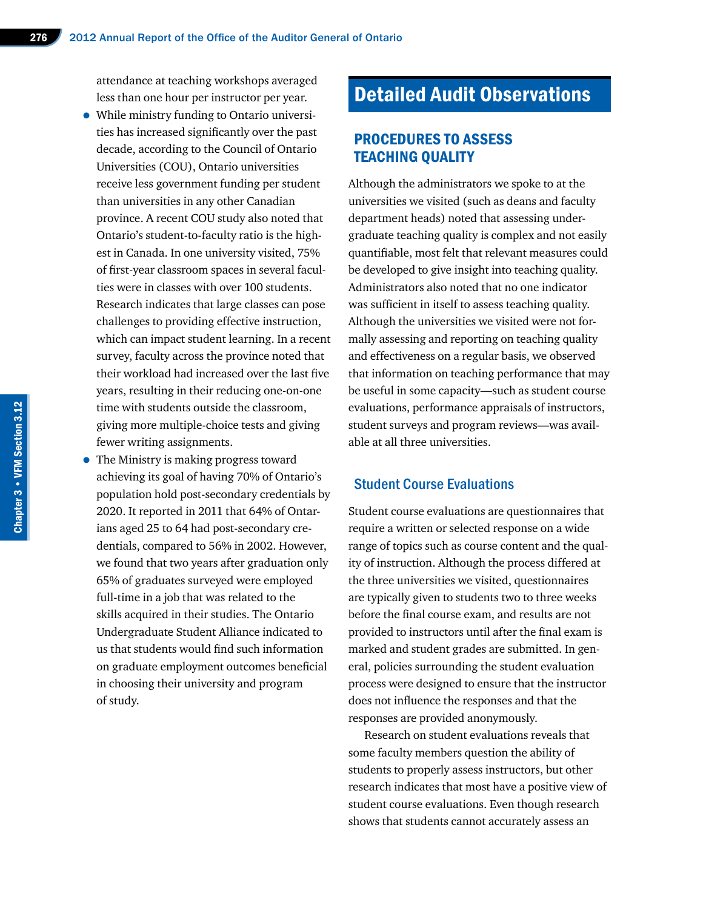attendance at teaching workshops averaged less than one hour per instructor per year.

- While ministry funding to Ontario universities has increased significantly over the past decade, according to the Council of Ontario Universities (COU), Ontario universities receive less government funding per student than universities in any other Canadian province. A recent COU study also noted that Ontario's student-to-faculty ratio is the highest in Canada. In one university visited, 75% of first-year classroom spaces in several faculties were in classes with over 100 students. Research indicates that large classes can pose challenges to providing effective instruction, which can impact student learning. In a recent survey, faculty across the province noted that their workload had increased over the last five years, resulting in their reducing one-on-one time with students outside the classroom, giving more multiple-choice tests and giving fewer writing assignments.
- The Ministry is making progress toward achieving its goal of having 70% of Ontario's population hold post-secondary credentials by 2020. It reported in 2011 that 64% of Ontarians aged 25 to 64 had post-secondary credentials, compared to 56% in 2002. However, we found that two years after graduation only 65% of graduates surveyed were employed full-time in a job that was related to the skills acquired in their studies. The Ontario Undergraduate Student Alliance indicated to us that students would find such information on graduate employment outcomes beneficial in choosing their university and program of study.

# Detailed Audit Observations

## PROCEDURES TO ASSESS TEACHING QUALITY

Although the administrators we spoke to at the universities we visited (such as deans and faculty department heads) noted that assessing undergraduate teaching quality is complex and not easily quantifiable, most felt that relevant measures could be developed to give insight into teaching quality. Administrators also noted that no one indicator was sufficient in itself to assess teaching quality. Although the universities we visited were not formally assessing and reporting on teaching quality and effectiveness on a regular basis, we observed that information on teaching performance that may be useful in some capacity—such as student course evaluations, performance appraisals of instructors, student surveys and program reviews—was available at all three universities.

### Student Course Evaluations

Student course evaluations are questionnaires that require a written or selected response on a wide range of topics such as course content and the quality of instruction. Although the process differed at the three universities we visited, questionnaires are typically given to students two to three weeks before the final course exam, and results are not provided to instructors until after the final exam is marked and student grades are submitted. In general, policies surrounding the student evaluation process were designed to ensure that the instructor does not influence the responses and that the responses are provided anonymously.

Research on student evaluations reveals that some faculty members question the ability of students to properly assess instructors, but other research indicates that most have a positive view of student course evaluations. Even though research shows that students cannot accurately assess an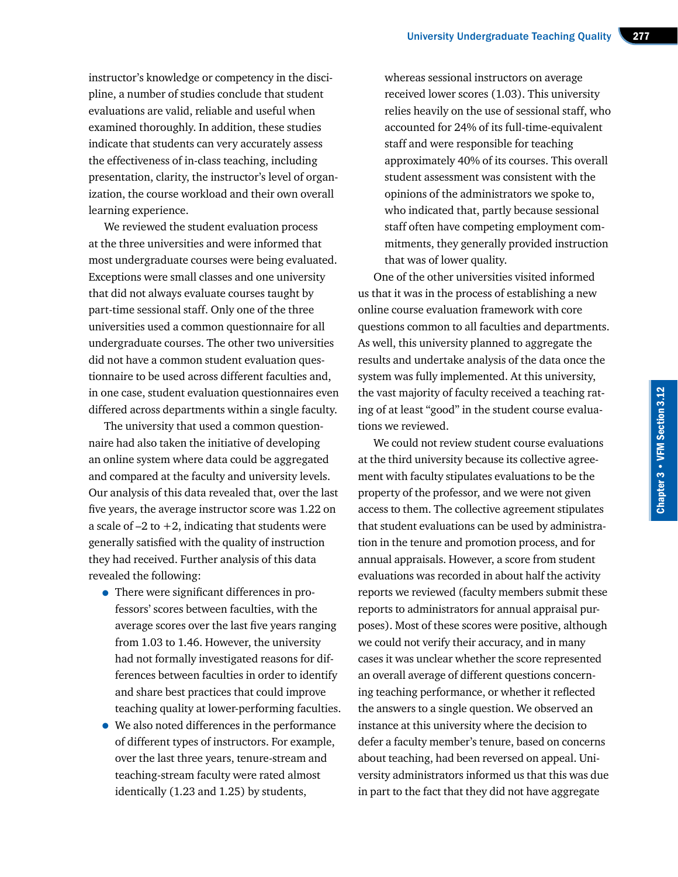instructor's knowledge or competency in the discipline, a number of studies conclude that student evaluations are valid, reliable and useful when examined thoroughly. In addition, these studies indicate that students can very accurately assess the effectiveness of in-class teaching, including presentation, clarity, the instructor's level of organization, the course workload and their own overall learning experience.

We reviewed the student evaluation process at the three universities and were informed that most undergraduate courses were being evaluated. Exceptions were small classes and one university that did not always evaluate courses taught by part-time sessional staff. Only one of the three universities used a common questionnaire for all undergraduate courses. The other two universities did not have a common student evaluation questionnaire to be used across different faculties and, in one case, student evaluation questionnaires even differed across departments within a single faculty.

The university that used a common questionnaire had also taken the initiative of developing an online system where data could be aggregated and compared at the faculty and university levels. Our analysis of this data revealed that, over the last five years, the average instructor score was 1.22 on a scale of –2 to +2, indicating that students were generally satisfied with the quality of instruction they had received. Further analysis of this data revealed the following:

- There were significant differences in professors' scores between faculties, with the average scores over the last five years ranging from 1.03 to 1.46. However, the university had not formally investigated reasons for differences between faculties in order to identify and share best practices that could improve teaching quality at lower-performing faculties.
- We also noted differences in the performance of different types of instructors. For example, over the last three years, tenure-stream and teaching-stream faculty were rated almost identically (1.23 and 1.25) by students, whereas sessional instructors on average received lower scores (1.03). This university relies heavily on the use of sessional staff, who accounted for 24% of its full-time-equivalent staff and were responsible for teaching approximately 40% of its courses. This overall student assessment was consistent with the opinions of the administrators we spoke to, who indicated that, partly because sessional staff often have competing employment commitments, they generally provided instruction that was of lower quality.

One of the other universities visited informed us that it was in the process of establishing a new online course evaluation framework with core questions common to all faculties and departments. As well, this university planned to aggregate the results and undertake analysis of the data once the system was fully implemented. At this university, the vast majority of faculty received a teaching rating of at least "good" in the student course evaluations we reviewed.

We could not review student course evaluations at the third university because its collective agreement with faculty stipulates evaluations to be the property of the professor, and we were not given access to them. The collective agreement stipulates that student evaluations can be used by administration in the tenure and promotion process, and for annual appraisals. However, a score from student evaluations was recorded in about half the activity reports we reviewed (faculty members submit these reports to administrators for annual appraisal purposes). Most of these scores were positive, although we could not verify their accuracy, and in many cases it was unclear whether the score represented an overall average of different questions concerning teaching performance, or whether it reflected the answers to a single question. We observed an instance at this university where the decision to defer a faculty member's tenure, based on concerns about teaching, had been reversed on appeal. University administrators informed us that this was due in part to the fact that they did not have aggregate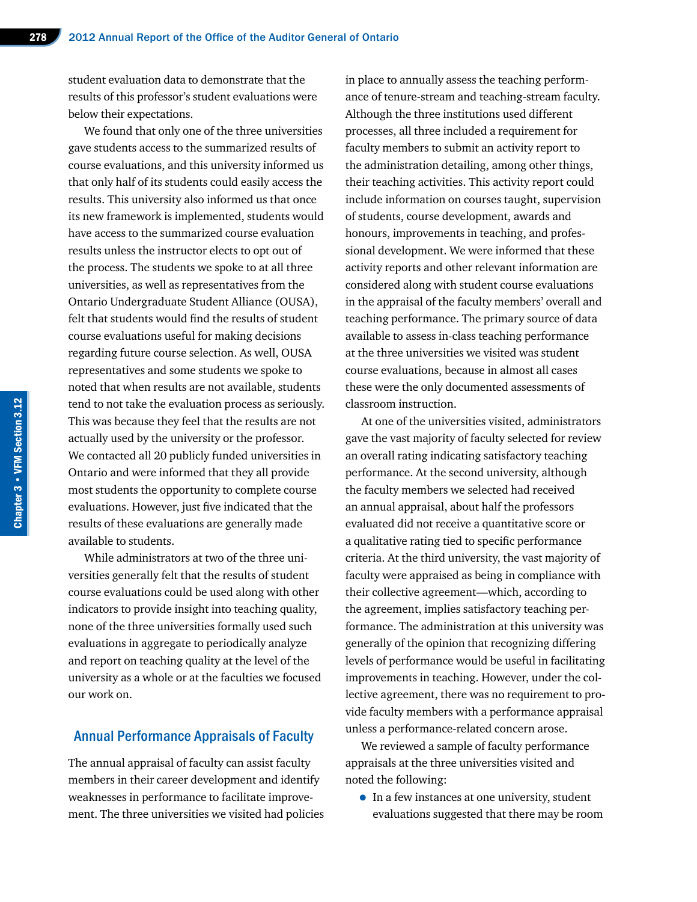student evaluation data to demonstrate that the results of this professor's student evaluations were below their expectations.

We found that only one of the three universities gave students access to the summarized results of course evaluations, and this university informed us that only half of its students could easily access the results. This university also informed us that once its new framework is implemented, students would have access to the summarized course evaluation results unless the instructor elects to opt out of the process. The students we spoke to at all three universities, as well as representatives from the Ontario Undergraduate Student Alliance (OUSA), felt that students would find the results of student course evaluations useful for making decisions regarding future course selection. As well, OUSA representatives and some students we spoke to noted that when results are not available, students tend to not take the evaluation process as seriously. This was because they feel that the results are not actually used by the university or the professor. We contacted all 20 publicly funded universities in Ontario and were informed that they all provide most students the opportunity to complete course evaluations. However, just five indicated that the results of these evaluations are generally made available to students.

While administrators at two of the three universities generally felt that the results of student course evaluations could be used along with other indicators to provide insight into teaching quality, none of the three universities formally used such evaluations in aggregate to periodically analyze and report on teaching quality at the level of the university as a whole or at the faculties we focused our work on.

## Annual Performance Appraisals of Faculty

The annual appraisal of faculty can assist faculty members in their career development and identify weaknesses in performance to facilitate improvement. The three universities we visited had policies in place to annually assess the teaching performance of tenure-stream and teaching-stream faculty. Although the three institutions used different processes, all three included a requirement for faculty members to submit an activity report to the administration detailing, among other things, their teaching activities. This activity report could include information on courses taught, supervision of students, course development, awards and honours, improvements in teaching, and professional development. We were informed that these activity reports and other relevant information are considered along with student course evaluations in the appraisal of the faculty members' overall and teaching performance. The primary source of data available to assess in-class teaching performance at the three universities we visited was student course evaluations, because in almost all cases these were the only documented assessments of classroom instruction.

At one of the universities visited, administrators gave the vast majority of faculty selected for review an overall rating indicating satisfactory teaching performance. At the second university, although the faculty members we selected had received an annual appraisal, about half the professors evaluated did not receive a quantitative score or a qualitative rating tied to specific performance criteria. At the third university, the vast majority of faculty were appraised as being in compliance with their collective agreement—which, according to the agreement, implies satisfactory teaching performance. The administration at this university was generally of the opinion that recognizing differing levels of performance would be useful in facilitating improvements in teaching. However, under the collective agreement, there was no requirement to provide faculty members with a performance appraisal unless a performance-related concern arose.

We reviewed a sample of faculty performance appraisals at the three universities visited and noted the following:

- In a few instances at one university, student evaluations suggested that there may be room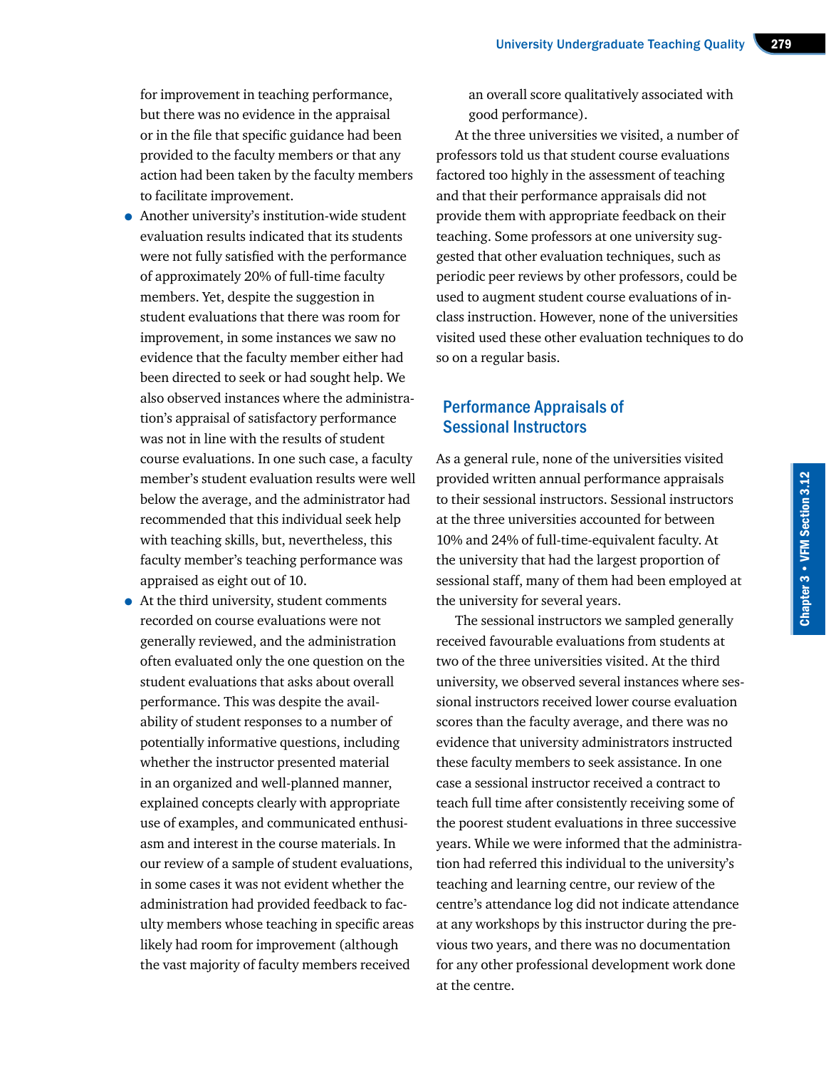for improvement in teaching performance, but there was no evidence in the appraisal or in the file that specific guidance had been provided to the faculty members or that any action had been taken by the faculty members to facilitate improvement.

- Another university's institution-wide student evaluation results indicated that its students were not fully satisfied with the performance of approximately 20% of full-time faculty members. Yet, despite the suggestion in student evaluations that there was room for improvement, in some instances we saw no evidence that the faculty member either had been directed to seek or had sought help. We also observed instances where the administration's appraisal of satisfactory performance was not in line with the results of student course evaluations. In one such case, a faculty member's student evaluation results were well below the average, and the administrator had recommended that this individual seek help with teaching skills, but, nevertheless, this faculty member's teaching performance was appraised as eight out of 10.
- At the third university, student comments recorded on course evaluations were not generally reviewed, and the administration often evaluated only the one question on the student evaluations that asks about overall performance. This was despite the availability of student responses to a number of potentially informative questions, including whether the instructor presented material in an organized and well-planned manner, explained concepts clearly with appropriate use of examples, and communicated enthusiasm and interest in the course materials. In our review of a sample of student evaluations, in some cases it was not evident whether the administration had provided feedback to faculty members whose teaching in specific areas likely had room for improvement (although the vast majority of faculty members received an overall score qualitatively associated with good performance).

At the three universities we visited, a number of professors told us that student course evaluations factored too highly in the assessment of teaching and that their performance appraisals did not provide them with appropriate feedback on their teaching. Some professors at one university suggested that other evaluation techniques, such as periodic peer reviews by other professors, could be used to augment student course evaluations of in-class instruction. However, none of the universities visited used these other evaluation techniques to do so on a regular basis.

## Performance Appraisals of Sessional Instructors

As a general rule, none of the universities visited provided written annual performance appraisals to their sessional instructors. Sessional instructors at the three universities accounted for between 10% and 24% of full-time-equivalent faculty. At the university that had the largest proportion of sessional staff, many of them had been employed at the university for several years.

The sessional instructors we sampled generally received favourable evaluations from students at two of the three universities visited. At the third university, we observed several instances where sessional instructors received lower course evaluation scores than the faculty average, and there was no evidence that university administrators instructed these faculty members to seek assistance. In one case a sessional instructor received a contract to teach full time after consistently receiving some of the poorest student evaluations in three successive years. While we were informed that the administration had referred this individual to the university's teaching and learning centre, our review of the centre's attendance log did not indicate attendance at any workshops by this instructor during the previous two years, and there was no documentation for any other professional development work done at the centre.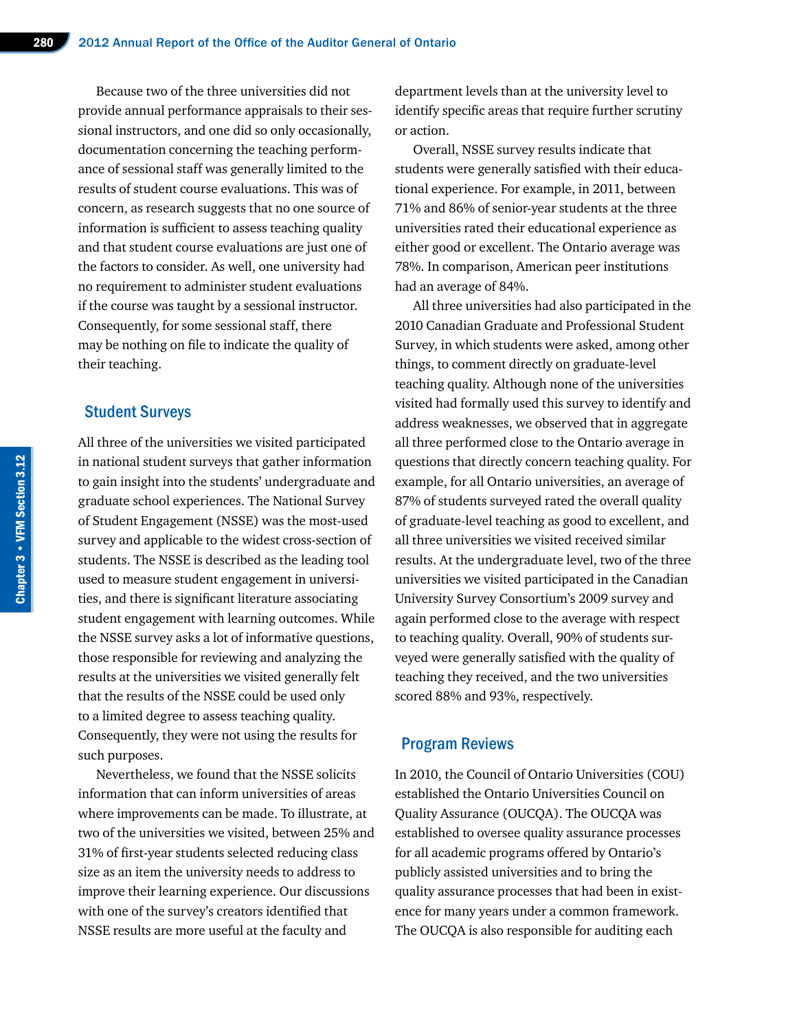Because two of the three universities did not provide annual performance appraisals to their sessional instructors, and one did so only occasionally, documentation concerning the teaching performance of sessional staff was generally limited to the results of student course evaluations. This was of concern, as research suggests that no one source of information is sufficient to assess teaching quality and that student course evaluations are just one of the factors to consider. As well, one university had no requirement to administer student evaluations if the course was taught by a sessional instructor. Consequently, for some sessional staff, there may be nothing on file to indicate the quality of their teaching.

## Student Surveys

All three of the universities we visited participated in national student surveys that gather information to gain insight into the students' undergraduate and graduate school experiences. The National Survey of Student Engagement (NSSE) was the most-used survey and applicable to the widest cross-section of students. The NSSE is described as the leading tool used to measure student engagement in universities, and there is significant literature associating student engagement with learning outcomes. While the NSSE survey asks a lot of informative questions, those responsible for reviewing and analyzing the results at the universities we visited generally felt that the results of the NSSE could be used only to a limited degree to assess teaching quality. Consequently, they were not using the results for such purposes.

Nevertheless, we found that the NSSE solicits information that can inform universities of areas where improvements can be made. To illustrate, at two of the universities we visited, between 25% and 31% of first-year students selected reducing class size as an item the university needs to address to improve their learning experience. Our discussions with one of the survey's creators identified that NSSE results are more useful at the faculty and department levels than at the university level to identify specific areas that require further scrutiny or action.

Overall, NSSE survey results indicate that students were generally satisfied with their educational experience. For example, in 2011, between 71% and 86% of senior-year students at the three universities rated their educational experience as either good or excellent. The Ontario average was 78%. In comparison, American peer institutions had an average of 84%.

All three universities had also participated in the 2010 Canadian Graduate and Professional Student Survey, in which students were asked, among other things, to comment directly on graduate-level teaching quality. Although none of the universities visited had formally used this survey to identify and address weaknesses, we observed that in aggregate all three performed close to the Ontario average in questions that directly concern teaching quality. For example, for all Ontario universities, an average of 87% of students surveyed rated the overall quality of graduate-level teaching as good to excellent, and all three universities we visited received similar results. At the undergraduate level, two of the three universities we visited participated in the Canadian University Survey Consortium's 2009 survey and again performed close to the average with respect to teaching quality. Overall, 90% of students surveyed were generally satisfied with the quality of teaching they received, and the two universities scored 88% and 93%, respectively.

## Program Reviews

In 2010, the Council of Ontario Universities (COU) established the Ontario Universities Council on Quality Assurance (OUCQA). The OUCQA was established to oversee quality assurance processes for all academic programs offered by Ontario's publicly assisted universities and to bring the quality assurance processes that had been in existence for many years under a common framework. The OUCQA is also responsible for auditing each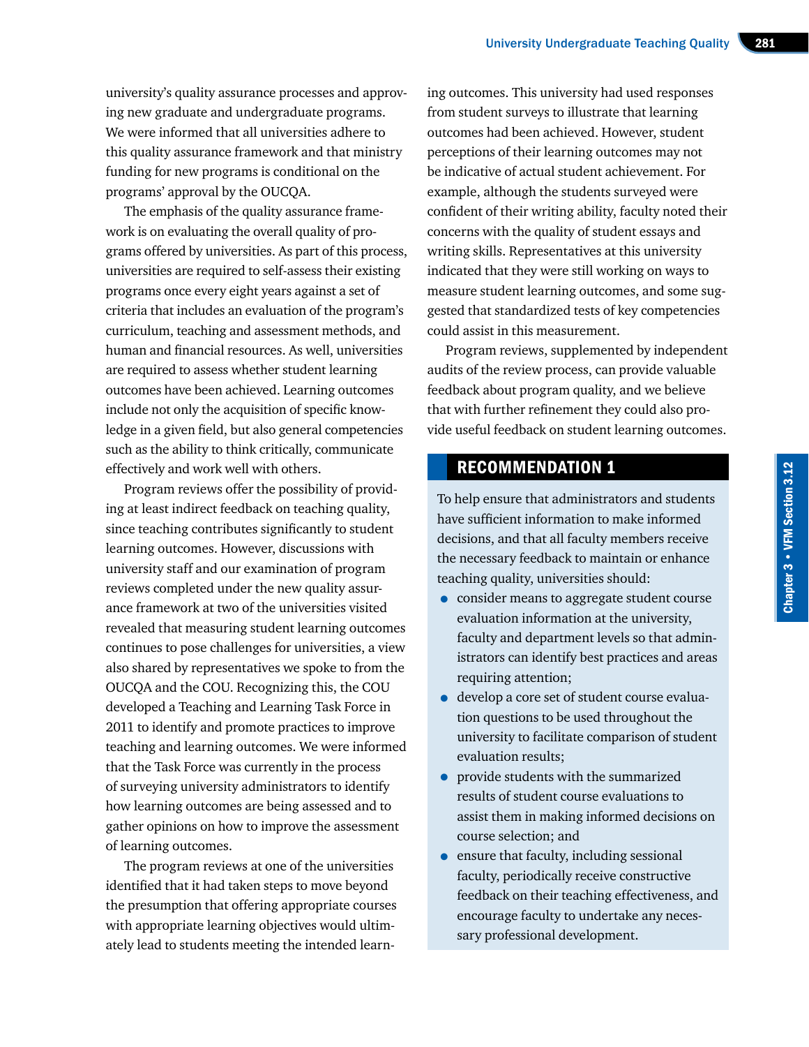university's quality assurance processes and approving new graduate and undergraduate programs. We were informed that all universities adhere to this quality assurance framework and that ministry funding for new programs is conditional on the programs' approval by the OUCQA.

The emphasis of the quality assurance framework is on evaluating the overall quality of programs offered by universities. As part of this process, universities are required to self-assess their existing programs once every eight years against a set of criteria that includes an evaluation of the program's curriculum, teaching and assessment methods, and human and financial resources. As well, universities are required to assess whether student learning outcomes have been achieved. Learning outcomes include not only the acquisition of specific knowledge in a given field, but also general competencies such as the ability to think critically, communicate effectively and work well with others.

Program reviews offer the possibility of providing at least indirect feedback on teaching quality, since teaching contributes significantly to student learning outcomes. However, discussions with university staff and our examination of program reviews completed under the new quality assurance framework at two of the universities visited revealed that measuring student learning outcomes continues to pose challenges for universities, a view also shared by representatives we spoke to from the OUCQA and the COU. Recognizing this, the COU developed a Teaching and Learning Task Force in 2011 to identify and promote practices to improve teaching and learning outcomes. We were informed that the Task Force was currently in the process of surveying university administrators to identify how learning outcomes are being assessed and to gather opinions on how to improve the assessment of learning outcomes.

The program reviews at one of the universities identified that it had taken steps to move beyond the presumption that offering appropriate courses with appropriate learning objectives would ultimately lead to students meeting the intended learning outcomes. This university had used responses from student surveys to illustrate that learning outcomes had been achieved. However, student perceptions of their learning outcomes may not be indicative of actual student achievement. For example, although the students surveyed were confident of their writing ability, faculty noted their concerns with the quality of student essays and writing skills. Representatives at this university indicated that they were still working on ways to measure student learning outcomes, and some suggested that standardized tests of key competencies could assist in this measurement.

Program reviews, supplemented by independent audits of the review process, can provide valuable feedback about program quality, and we believe that with further refinement they could also provide useful feedback on student learning outcomes.

## RECOMMENDATION 1

To help ensure that administrators and students have sufficient information to make informed decisions, and that all faculty members receive the necessary feedback to maintain or enhance teaching quality, universities should:

- consider means to aggregate student course evaluation information at the university, faculty and department levels so that administrators can identify best practices and areas requiring attention;
- develop a core set of student course evaluation questions to be used throughout the university to facilitate comparison of student evaluation results;
- provide students with the summarized results of student course evaluations to assist them in making informed decisions on course selection; and
- ensure that faculty, including sessional faculty, periodically receive constructive feedback on their teaching effectiveness, and encourage faculty to undertake any necessary professional development.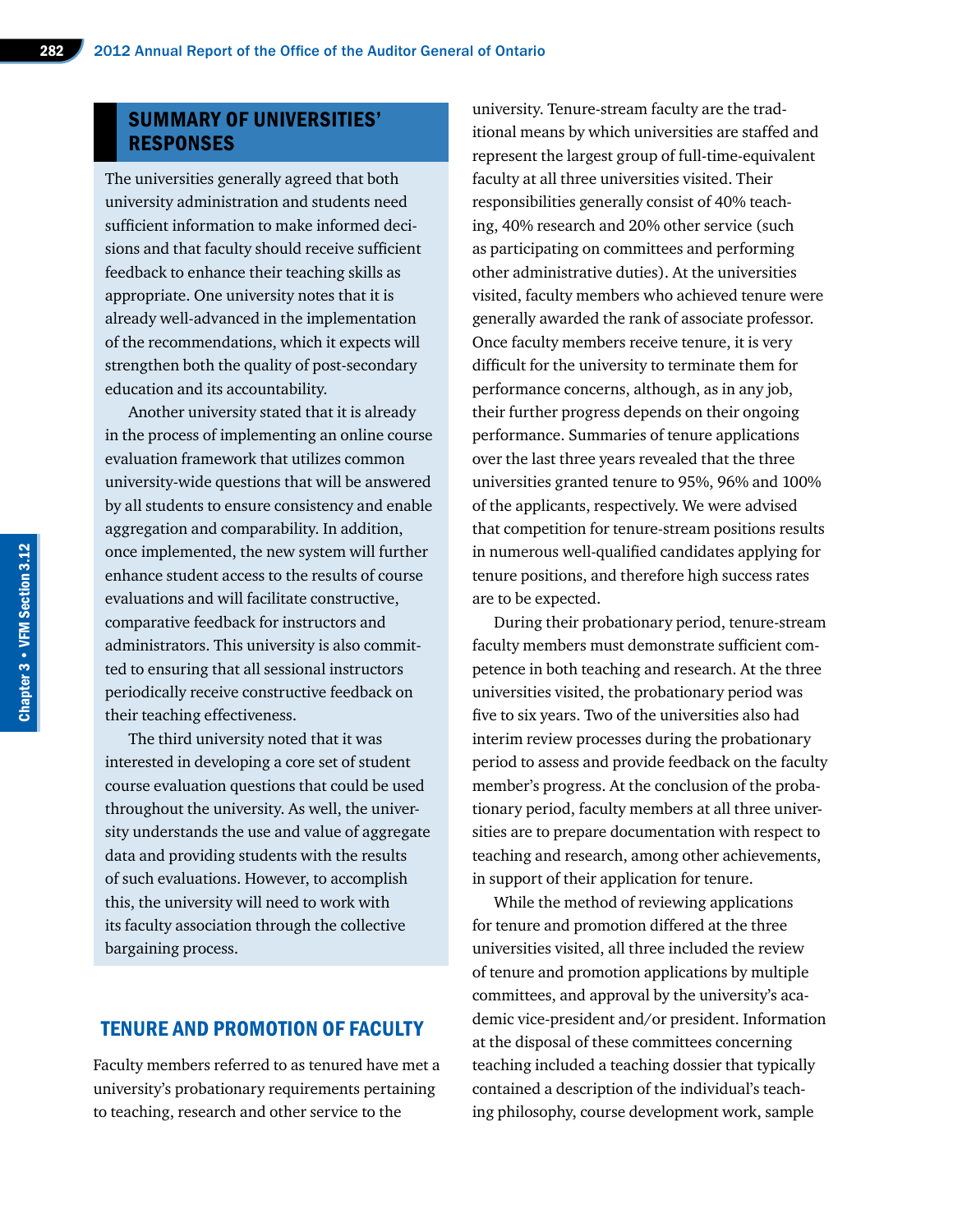## SUMMARY OF UNIVERSITIES' RESPONSES

The universities generally agreed that both university administration and students need sufficient information to make informed decisions and that faculty should receive sufficient feedback to enhance their teaching skills as appropriate. One university notes that it is already well-advanced in the implementation of the recommendations, which it expects will strengthen both the quality of post-secondary education and its accountability.

Another university stated that it is already in the process of implementing an online course evaluation framework that utilizes common university-wide questions that will be answered by all students to ensure consistency and enable aggregation and comparability. In addition, once implemented, the new system will further enhance student access to the results of course evaluations and will facilitate constructive, comparative feedback for instructors and administrators. This university is also committed to ensuring that all sessional instructors periodically receive constructive feedback on their teaching effectiveness.

The third university noted that it was interested in developing a core set of student course evaluation questions that could be used throughout the university. As well, the university understands the use and value of aggregate data and providing students with the results of such evaluations. However, to accomplish this, the university will need to work with its faculty association through the collective bargaining process.

## TENURE AND PROMOTION OF FACULTY

Faculty members referred to as tenured have met a university's probationary requirements pertaining to teaching, research and other service to the university. Tenure-stream faculty are the traditional means by which universities are staffed and represent the largest group of full-time-equivalent faculty at all three universities visited. Their responsibilities generally consist of 40% teaching, 40% research and 20% other service (such as participating on committees and performing other administrative duties). At the universities visited, faculty members who achieved tenure were generally awarded the rank of associate professor. Once faculty members receive tenure, it is very difficult for the university to terminate them for performance concerns, although, as in any job, their further progress depends on their ongoing performance. Summaries of tenure applications over the last three years revealed that the three universities granted tenure to 95%, 96% and 100% of the applicants, respectively. We were advised that competition for tenure-stream positions results in numerous well-qualified candidates applying for tenure positions, and therefore high success rates are to be expected.

During their probationary period, tenure-stream faculty members must demonstrate sufficient competence in both teaching and research. At the three universities visited, the probationary period was five to six years. Two of the universities also had interim review processes during the probationary period to assess and provide feedback on the faculty member's progress. At the conclusion of the probationary period, faculty members at all three universities are to prepare documentation with respect to teaching and research, among other achievements, in support of their application for tenure.

While the method of reviewing applications for tenure and promotion differed at the three universities visited, all three included the review of tenure and promotion applications by multiple committees, and approval by the university's academic vice-president and/or president. Information at the disposal of these committees concerning teaching included a teaching dossier that typically contained a description of the individual's teaching philosophy, course development work, sample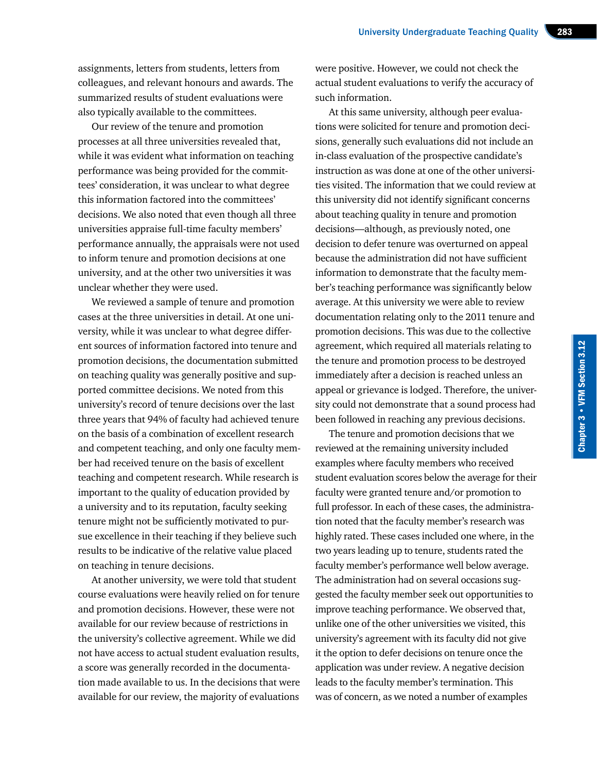assignments, letters from students, letters from colleagues, and relevant honours and awards. The summarized results of student evaluations were also typically available to the committees.

Our review of the tenure and promotion processes at all three universities revealed that, while it was evident what information on teaching performance was being provided for the committees' consideration, it was unclear to what degree this information factored into the committees' decisions. We also noted that even though all three universities appraise full-time faculty members' performance annually, the appraisals were not used to inform tenure and promotion decisions at one university, and at the other two universities it was unclear whether they were used.

We reviewed a sample of tenure and promotion cases at the three universities in detail. At one university, while it was unclear to what degree different sources of information factored into tenure and promotion decisions, the documentation submitted on teaching quality was generally positive and supported committee decisions. We noted from this university's record of tenure decisions over the last three years that 94% of faculty had achieved tenure on the basis of a combination of excellent research and competent teaching, and only one faculty member had received tenure on the basis of excellent teaching and competent research. While research is important to the quality of education provided by a university and to its reputation, faculty seeking tenure might not be sufficiently motivated to pursue excellence in their teaching if they believe such results to be indicative of the relative value placed on teaching in tenure decisions.

At another university, we were told that student course evaluations were heavily relied on for tenure and promotion decisions. However, these were not available for our review because of restrictions in the university's collective agreement. While we did not have access to actual student evaluation results, a score was generally recorded in the documentation made available to us. In the decisions that were available for our review, the majority of evaluations were positive. However, we could not check the actual student evaluations to verify the accuracy of such information.

At this same university, although peer evaluations were solicited for tenure and promotion decisions, generally such evaluations did not include an in-class evaluation of the prospective candidate's instruction as was done at one of the other universities visited. The information that we could review at this university did not identify significant concerns about teaching quality in tenure and promotion decisions—although, as previously noted, one decision to defer tenure was overturned on appeal because the administration did not have sufficient information to demonstrate that the faculty member's teaching performance was significantly below average. At this university we were able to review documentation relating only to the 2011 tenure and promotion decisions. This was due to the collective agreement, which required all materials relating to the tenure and promotion process to be destroyed immediately after a decision is reached unless an appeal or grievance is lodged. Therefore, the university could not demonstrate that a sound process had been followed in reaching any previous decisions.

The tenure and promotion decisions that we reviewed at the remaining university included examples where faculty members who received student evaluation scores below the average for their faculty were granted tenure and/or promotion to full professor. In each of these cases, the administration noted that the faculty member's research was highly rated. These cases included one where, in the two years leading up to tenure, students rated the faculty member's performance well below average. The administration had on several occasions suggested the faculty member seek out opportunities to improve teaching performance. We observed that, unlike one of the other universities we visited, this university's agreement with its faculty did not give it the option to defer decisions on tenure once the application was under review. A negative decision leads to the faculty member's termination. This was of concern, as we noted a number of examples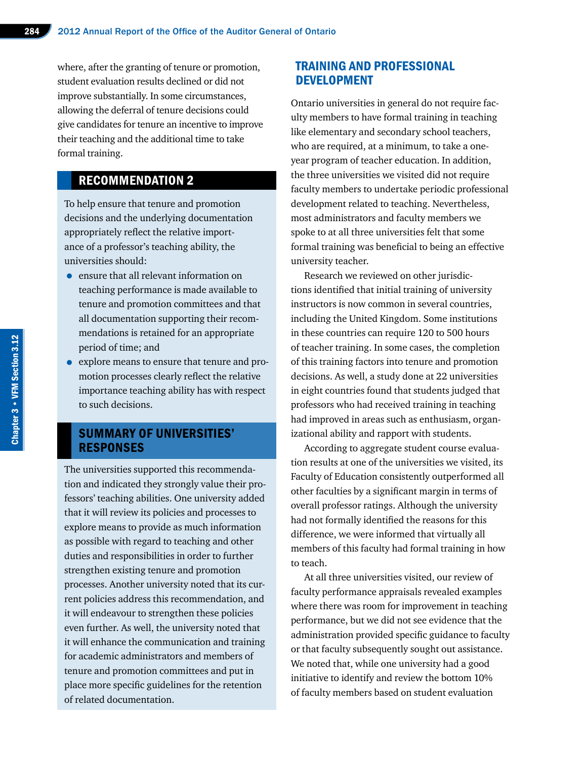where, after the granting of tenure or promotion, student evaluation results declined or did not improve substantially. In some circumstances, allowing the deferral of tenure decisions could give candidates for tenure an incentive to improve their teaching and the additional time to take formal training.

## RECOMMENDATION 2

To help ensure that tenure and promotion decisions and the underlying documentation appropriately reflect the relative importance of a professor's teaching ability, the universities should:

- ensure that all relevant information on teaching performance is made available to tenure and promotion committees and that all documentation supporting their recommendations is retained for an appropriate period of time; and
- explore means to ensure that tenure and promotion processes clearly reflect the relative importance teaching ability has with respect to such decisions.

## SUMMARY OF UNIVERSITIES' RESPONSES

The universities supported this recommendation and indicated they strongly value their professors' teaching abilities. One university added that it will review its policies and processes to explore means to provide as much information as possible with regard to teaching and other duties and responsibilities in order to further strengthen existing tenure and promotion processes. Another university noted that its current policies address this recommendation, and it will endeavour to strengthen these policies even further. As well, the university noted that it will enhance the communication and training for academic administrators and members of tenure and promotion committees and put in place more specific guidelines for the retention of related documentation.

## TRAINING AND PROFESSIONAL DEVELOPMENT

Ontario universities in general do not require faculty members to have formal training in teaching like elementary and secondary school teachers, who are required, at a minimum, to take a one-year program of teacher education. In addition, the three universities we visited did not require faculty members to undertake periodic professional development related to teaching. Nevertheless, most administrators and faculty members we spoke to at all three universities felt that some formal training was beneficial to being an effective university teacher.

Research we reviewed on other jurisdictions identified that initial training of university instructors is now common in several countries, including the United Kingdom. Some institutions in these countries can require 120 to 500 hours of teacher training. In some cases, the completion of this training factors into tenure and promotion decisions. As well, a study done at 22 universities in eight countries found that students judged that professors who had received training in teaching had improved in areas such as enthusiasm, organizational ability and rapport with students.

According to aggregate student course evaluation results at one of the universities we visited, its Faculty of Education consistently outperformed all other faculties by a significant margin in terms of overall professor ratings. Although the university had not formally identified the reasons for this difference, we were informed that virtually all members of this faculty had formal training in how to teach.

At all three universities visited, our review of faculty performance appraisals revealed examples where there was room for improvement in teaching performance, but we did not see evidence that the administration provided specific guidance to faculty or that faculty subsequently sought out assistance. We noted that, while one university had a good initiative to identify and review the bottom 10% of faculty members based on student evaluation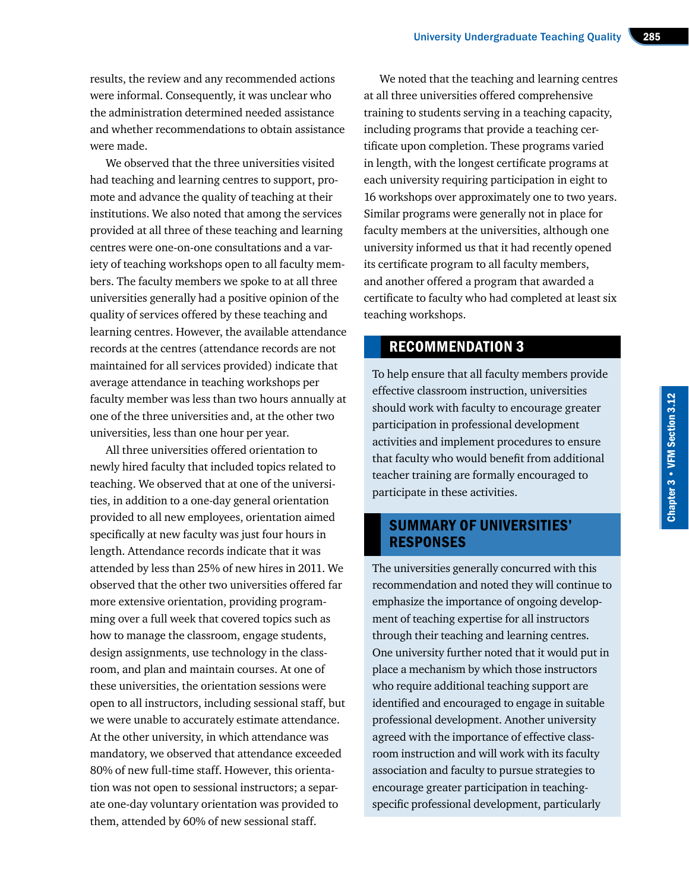results, the review and any recommended actions were informal. Consequently, it was unclear who the administration determined needed assistance and whether recommendations to obtain assistance were made.

We observed that the three universities visited had teaching and learning centres to support, promote and advance the quality of teaching at their institutions. We also noted that among the services provided at all three of these teaching and learning centres were one-on-one consultations and a variety of teaching workshops open to all faculty members. The faculty members we spoke to at all three universities generally had a positive opinion of the quality of services offered by these teaching and learning centres. However, the available attendance records at the centres (attendance records are not maintained for all services provided) indicate that average attendance in teaching workshops per faculty member was less than two hours annually at one of the three universities and, at the other two universities, less than one hour per year.

All three universities offered orientation to newly hired faculty that included topics related to teaching. We observed that at one of the universities, in addition to a one-day general orientation provided to all new employees, orientation aimed specifically at new faculty was just four hours in length. Attendance records indicate that it was attended by less than 25% of new hires in 2011. We observed that the other two universities offered far more extensive orientation, providing programming over a full week that covered topics such as how to manage the classroom, engage students, design assignments, use technology in the classroom, and plan and maintain courses. At one of these universities, the orientation sessions were open to all instructors, including sessional staff, but we were unable to accurately estimate attendance. At the other university, in which attendance was mandatory, we observed that attendance exceeded 80% of new full-time staff. However, this orientation was not open to sessional instructors; a separate one-day voluntary orientation was provided to them, attended by 60% of new sessional staff.

We noted that the teaching and learning centres at all three universities offered comprehensive training to students serving in a teaching capacity, including programs that provide a teaching certificate upon completion. These programs varied in length, with the longest certificate programs at each university requiring participation in eight to 16 workshops over approximately one to two years. Similar programs were generally not in place for faculty members at the universities, although one university informed us that it had recently opened its certificate program to all faculty members, and another offered a program that awarded a certificate to faculty who had completed at least six teaching workshops.

## RECOMMENDATION 3

To help ensure that all faculty members provide effective classroom instruction, universities should work with faculty to encourage greater participation in professional development activities and implement procedures to ensure that faculty who would benefit from additional teacher training are formally encouraged to participate in these activities.

## SUMMARY OF UNIVERSITIES' RESPONSES

The universities generally concurred with this recommendation and noted they will continue to emphasize the importance of ongoing development of teaching expertise for all instructors through their teaching and learning centres. One university further noted that it would put in place a mechanism by which those instructors who require additional teaching support are identified and encouraged to engage in suitable professional development. Another university agreed with the importance of effective classroom instruction and will work with its faculty association and faculty to pursue strategies to encourage greater participation in teaching-specific professional development, particularly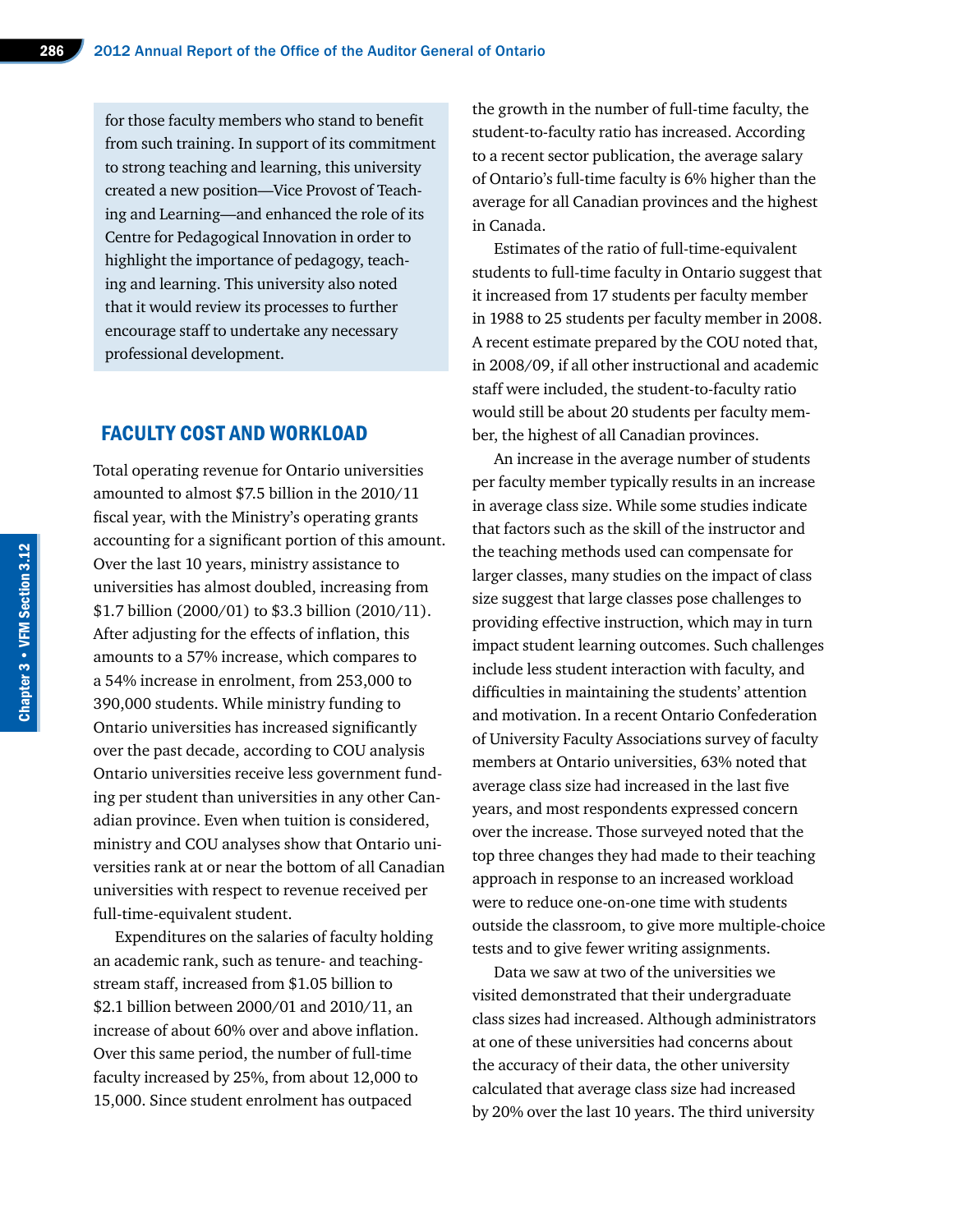for those faculty members who stand to benefit from such training. In support of its commitment to strong teaching and learning, this university created a new position—Vice Provost of Teaching and Learning—and enhanced the role of its Centre for Pedagogical Innovation in order to highlight the importance of pedagogy, teaching and learning. This university also noted that it would review its processes to further encourage staff to undertake any necessary professional development.

## FACULTY COST AND WORKLOAD

Total operating revenue for Ontario universities amounted to almost $7.5 billion in the 2010/11 fiscal year, with the Ministry's operating grants accounting for a significant portion of this amount. Over the last 10 years, ministry assistance to universities has almost doubled, increasing from $1.7 billion (2000/01) to $3.3 billion (2010/11). After adjusting for the effects of inflation, this amounts to a 57% increase, which compares to a 54% increase in enrolment, from 253,000 to 390,000 students. While ministry funding to Ontario universities has increased significantly over the past decade, according to COU analysis Ontario universities receive less government funding per student than universities in any other Canadian province. Even when tuition is considered, ministry and COU analyses show that Ontario universities rank at or near the bottom of all Canadian universities with respect to revenue received per full-time-equivalent student.

Expenditures on the salaries of faculty holding an academic rank, such as tenure- and teaching-stream staff, increased from $1.05 billion to $2.1 billion between 2000/01 and 2010/11, an increase of about 60% over and above inflation. Over this same period, the number of full-time faculty increased by 25%, from about 12,000 to 15,000. Since student enrolment has outpaced the growth in the number of full-time faculty, the student-to-faculty ratio has increased. According to a recent sector publication, the average salary of Ontario's full-time faculty is 6% higher than the average for all Canadian provinces and the highest in Canada.

Estimates of the ratio of full-time-equivalent students to full-time faculty in Ontario suggest that it increased from 17 students per faculty member in 1988 to 25 students per faculty member in 2008. A recent estimate prepared by the COU noted that, in 2008/09, if all other instructional and academic staff were included, the student-to-faculty ratio would still be about 20 students per faculty member, the highest of all Canadian provinces.

An increase in the average number of students per faculty member typically results in an increase in average class size. While some studies indicate that factors such as the skill of the instructor and the teaching methods used can compensate for larger classes, many studies on the impact of class size suggest that large classes pose challenges to providing effective instruction, which may in turn impact student learning outcomes. Such challenges include less student interaction with faculty, and difficulties in maintaining the students' attention and motivation. In a recent Ontario Confederation of University Faculty Associations survey of faculty members at Ontario universities, 63% noted that average class size had increased in the last five years, and most respondents expressed concern over the increase. Those surveyed noted that the top three changes they had made to their teaching approach in response to an increased workload were to reduce one-on-one time with students outside the classroom, to give more multiple-choice tests and to give fewer writing assignments.

Data we saw at two of the universities we visited demonstrated that their undergraduate class sizes had increased. Although administrators at one of these universities had concerns about the accuracy of their data, the other university calculated that average class size had increased by 20% over the last 10 years. The third university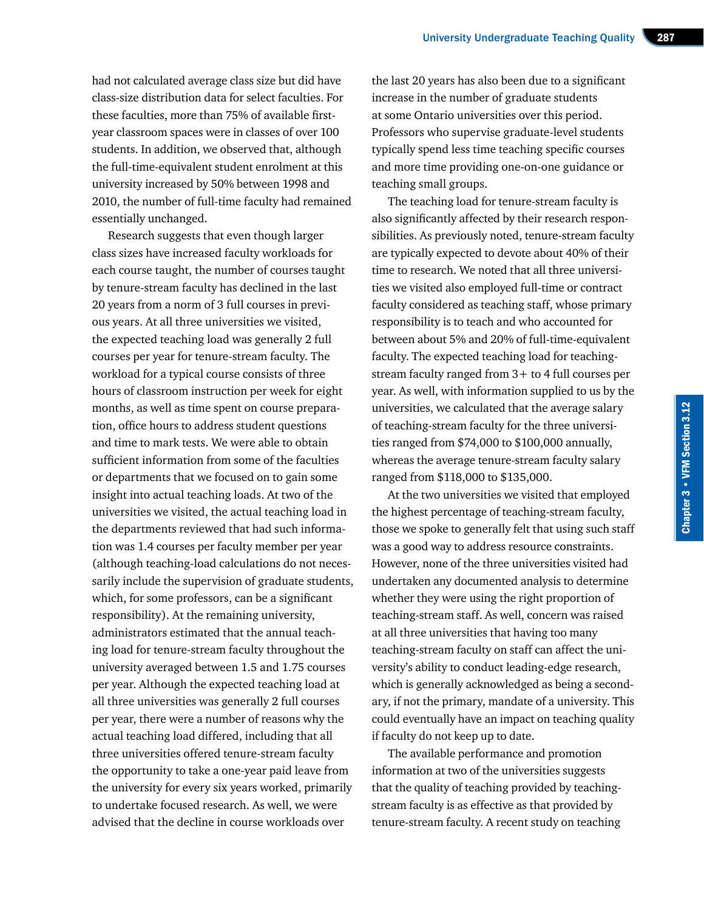had not calculated average class size but did have class-size distribution data for select faculties. For these faculties, more than 75% of available first-year classroom spaces were in classes of over 100 students. In addition, we observed that, although the full-time-equivalent student enrolment at this university increased by 50% between 1998 and 2010, the number of full-time faculty had remained essentially unchanged.

Research suggests that even though larger class sizes have increased faculty workloads for each course taught, the number of courses taught by tenure-stream faculty has declined in the last 20 years from a norm of 3 full courses in previous years. At all three universities we visited, the expected teaching load was generally 2 full courses per year for tenure-stream faculty. The workload for a typical course consists of three hours of classroom instruction per week for eight months, as well as time spent on course preparation, office hours to address student questions and time to mark tests. We were able to obtain sufficient information from some of the faculties or departments that we focused on to gain some insight into actual teaching loads. At two of the universities we visited, the actual teaching load in the departments reviewed that had such information was 1.4 courses per faculty member per year (although teaching-load calculations do not necessarily include the supervision of graduate students, which, for some professors, can be a significant responsibility). At the remaining university, administrators estimated that the annual teaching load for tenure-stream faculty throughout the university averaged between 1.5 and 1.75 courses per year. Although the expected teaching load at all three universities was generally 2 full courses per year, there were a number of reasons why the actual teaching load differed, including that all three universities offered tenure-stream faculty the opportunity to take a one-year paid leave from the university for every six years worked, primarily to undertake focused research. As well, we were advised that the decline in course workloads over the last 20 years has also been due to a significant increase in the number of graduate students at some Ontario universities over this period. Professors who supervise graduate-level students typically spend less time teaching specific courses and more time providing one-on-one guidance or teaching small groups.

The teaching load for tenure-stream faculty is also significantly affected by their research responsibilities. As previously noted, tenure-stream faculty are typically expected to devote about 40% of their time to research. We noted that all three universities we visited also employed full-time or contract faculty considered as teaching staff, whose primary responsibility is to teach and who accounted for between about 5% and 20% of full-time-equivalent faculty. The expected teaching load for teaching-stream faculty ranged from 3+ to 4 full courses per year. As well, with information supplied to us by the universities, we calculated that the average salary of teaching-stream faculty for the three universities ranged from $74,000 to $100,000 annually, whereas the average tenure-stream faculty salary ranged from $118,000 to $135,000.

At the two universities we visited that employed the highest percentage of teaching-stream faculty, those we spoke to generally felt that using such staff was a good way to address resource constraints. However, none of the three universities visited had undertaken any documented analysis to determine whether they were using the right proportion of teaching-stream staff. As well, concern was raised at all three universities that having too many teaching-stream faculty on staff can affect the university's ability to conduct leading-edge research, which is generally acknowledged as being a secondary, if not the primary, mandate of a university. This could eventually have an impact on teaching quality if faculty do not keep up to date.

The available performance and promotion information at two of the universities suggests that the quality of teaching provided by teaching-stream faculty is as effective as that provided by tenure-stream faculty. A recent study on teaching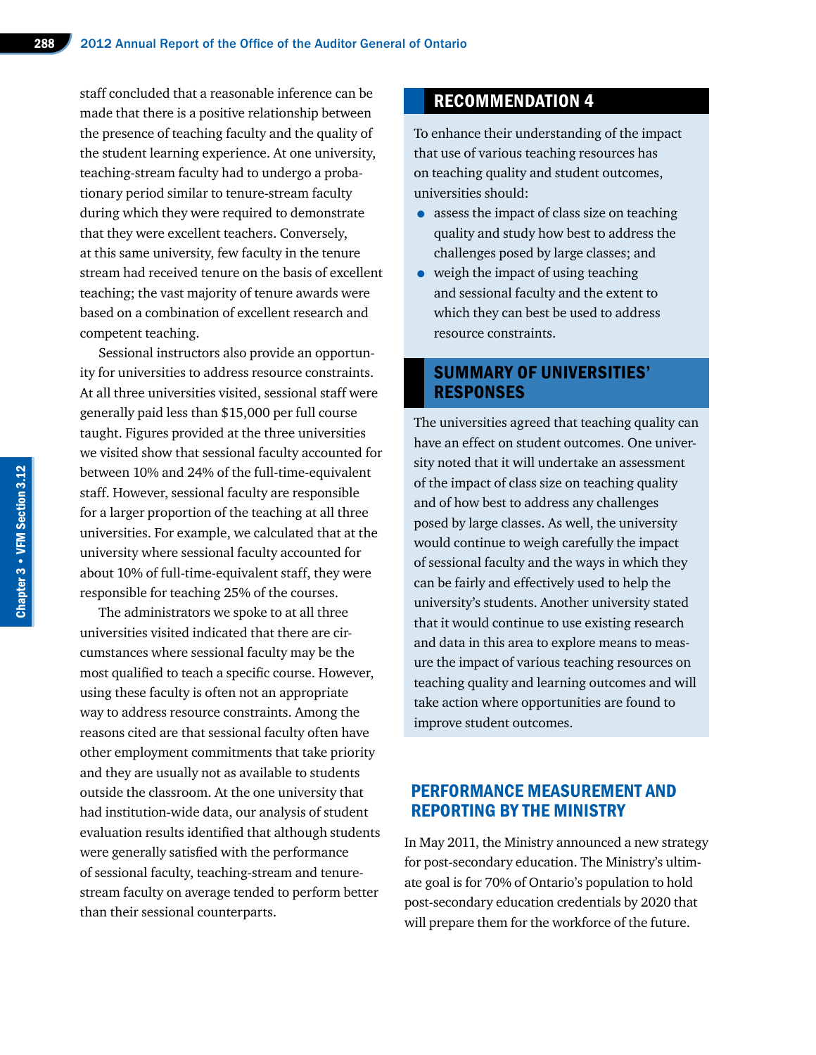staff concluded that a reasonable inference can be made that there is a positive relationship between the presence of teaching faculty and the quality of the student learning experience. At one university, teaching-stream faculty had to undergo a probationary period similar to tenure-stream faculty during which they were required to demonstrate that they were excellent teachers. Conversely, at this same university, few faculty in the tenure stream had received tenure on the basis of excellent teaching; the vast majority of tenure awards were based on a combination of excellent research and competent teaching.

Sessional instructors also provide an opportunity for universities to address resource constraints. At all three universities visited, sessional staff were generally paid less than $15,000 per full course taught. Figures provided at the three universities we visited show that sessional faculty accounted for between 10% and 24% of the full-time-equivalent staff. However, sessional faculty are responsible for a larger proportion of the teaching at all three universities. For example, we calculated that at the university where sessional faculty accounted for about 10% of full-time-equivalent staff, they were responsible for teaching 25% of the courses.

The administrators we spoke to at all three universities visited indicated that there are circumstances where sessional faculty may be the most qualified to teach a specific course. However, using these faculty is often not an appropriate way to address resource constraints. Among the reasons cited are that sessional faculty often have other employment commitments that take priority and they are usually not as available to students outside the classroom. At the one university that had institution-wide data, our analysis of student evaluation results identified that although students were generally satisfied with the performance of sessional faculty, teaching-stream and tenure-stream faculty on average tended to perform better than their sessional counterparts.

## RECOMMENDATION 4

To enhance their understanding of the impact that use of various teaching resources has on teaching quality and student outcomes, universities should:

- assess the impact of class size on teaching quality and study how best to address the challenges posed by large classes; and
- weigh the impact of using teaching and sessional faculty and the extent to which they can best be used to address resource constraints.

## SUMMARY OF UNIVERSITIES' RESPONSES

The universities agreed that teaching quality can have an effect on student outcomes. One university noted that it will undertake an assessment of the impact of class size on teaching quality and of how best to address any challenges posed by large classes. As well, the university would continue to weigh carefully the impact of sessional faculty and the ways in which they can be fairly and effectively used to help the university's students. Another university stated that it would continue to use existing research and data in this area to explore means to measure the impact of various teaching resources on teaching quality and learning outcomes and will take action where opportunities are found to improve student outcomes.

## PERFORMANCE MEASUREMENT AND REPORTING BY THE MINISTRY

In May 2011, the Ministry announced a new strategy for post-secondary education. The Ministry's ultimate goal is for 70% of Ontario's population to hold post-secondary education credentials by 2020 that will prepare them for the workforce of the future.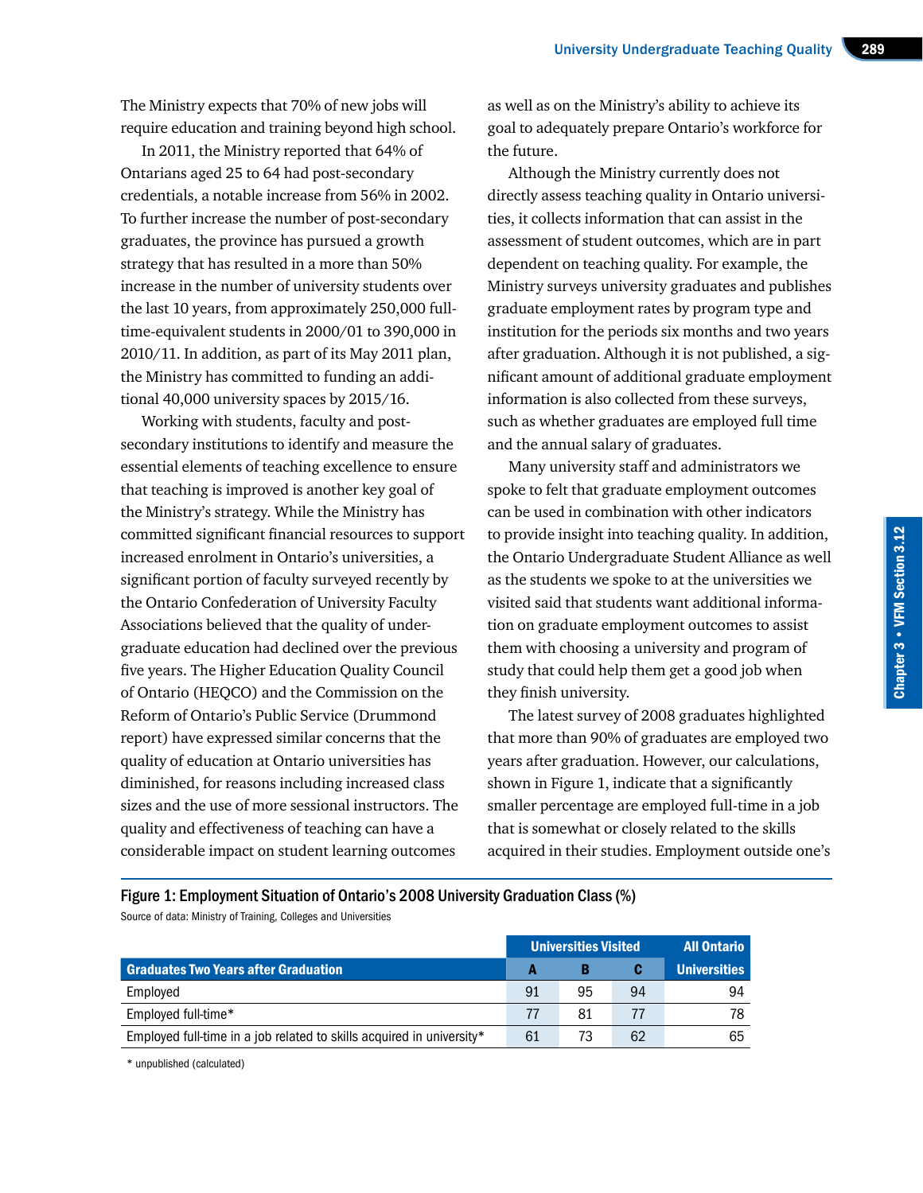The Ministry expects that 70% of new jobs will require education and training beyond high school.

In 2011, the Ministry reported that 64% of Ontarians aged 25 to 64 had post-secondary credentials, a notable increase from 56% in 2002. To further increase the number of post-secondary graduates, the province has pursued a growth strategy that has resulted in a more than 50% increase in the number of university students over the last 10 years, from approximately 250,000 full-time-equivalent students in 2000/01 to 390,000 in 2010/11. In addition, as part of its May 2011 plan, the Ministry has committed to funding an additional 40,000 university spaces by 2015/16.

Working with students, faculty and post-secondary institutions to identify and measure the essential elements of teaching excellence to ensure that teaching is improved is another key goal of the Ministry's strategy. While the Ministry has committed significant financial resources to support increased enrolment in Ontario's universities, a significant portion of faculty surveyed recently by the Ontario Confederation of University Faculty Associations believed that the quality of undergraduate education had declined over the previous five years. The Higher Education Quality Council of Ontario (HEQCO) and the Commission on the Reform of Ontario's Public Service (Drummond report) have expressed similar concerns that the quality of education at Ontario universities has diminished, for reasons including increased class sizes and the use of more sessional instructors. The quality and effectiveness of teaching can have a considerable impact on student learning outcomes as well as on the Ministry's ability to achieve its goal to adequately prepare Ontario's workforce for the future.

Although the Ministry currently does not directly assess teaching quality in Ontario universities, it collects information that can assist in the assessment of student outcomes, which are in part dependent on teaching quality. For example, the Ministry surveys university graduates and publishes graduate employment rates by program type and institution for the periods six months and two years after graduation. Although it is not published, a significant amount of additional graduate employment information is also collected from these surveys, such as whether graduates are employed full time and the annual salary of graduates.

Many university staff and administrators we spoke to felt that graduate employment outcomes can be used in combination with other indicators to provide insight into teaching quality. In addition, the Ontario Undergraduate Student Alliance as well as the students we spoke to at the universities we visited said that students want additional information on graduate employment outcomes to assist them with choosing a university and program of study that could help them get a good job when they finish university.

The latest survey of 2008 graduates highlighted that more than 90% of graduates are employed two years after graduation. However, our calculations, shown in Figure 1, indicate that a significantly smaller percentage are employed full-time in a job that is somewhat or closely related to the skills acquired in their studies. Employment outside one's

**Figure 1: Employment Situation of Ontario's 2008 University Graduation Class (%)**

Source of data: Ministry of Training, Colleges and Universities

| | Universities Visited | | | All Ontario |
|---|---|---|---|---|
| **Graduates Two Years after Graduation** | **A** | **B** | **C** | **Universities** |
| Employed | 91 | 95 | 94 | 94 |
| Employed full-time* | 77 | 81 | 77 | 78 |
| Employed full-time in a job related to skills acquired in university* | 61 | 73 | 62 | 65 |

* unpublished (calculated)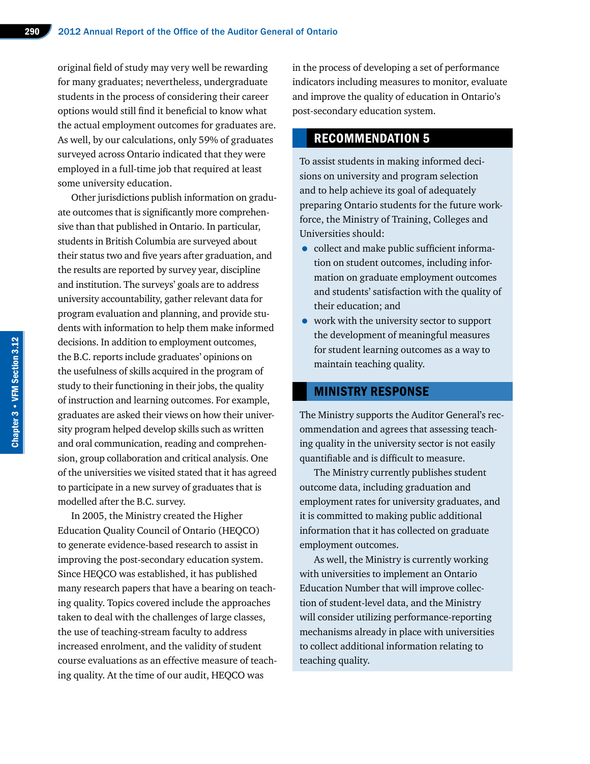original field of study may very well be rewarding for many graduates; nevertheless, undergraduate students in the process of considering their career options would still find it beneficial to know what the actual employment outcomes for graduates are. As well, by our calculations, only 59% of graduates surveyed across Ontario indicated that they were employed in a full-time job that required at least some university education.

Other jurisdictions publish information on graduate outcomes that is significantly more comprehensive than that published in Ontario. In particular, students in British Columbia are surveyed about their status two and five years after graduation, and the results are reported by survey year, discipline and institution. The surveys' goals are to address university accountability, gather relevant data for program evaluation and planning, and provide students with information to help them make informed decisions. In addition to employment outcomes, the B.C. reports include graduates' opinions on the usefulness of skills acquired in the program of study to their functioning in their jobs, the quality of instruction and learning outcomes. For example, graduates are asked their views on how their university program helped develop skills such as written and oral communication, reading and comprehension, group collaboration and critical analysis. One of the universities we visited stated that it has agreed to participate in a new survey of graduates that is modelled after the B.C. survey.

In 2005, the Ministry created the Higher Education Quality Council of Ontario (HEQCO) to generate evidence-based research to assist in improving the post-secondary education system. Since HEQCO was established, it has published many research papers that have a bearing on teaching quality. Topics covered include the approaches taken to deal with the challenges of large classes, the use of teaching-stream faculty to address increased enrolment, and the validity of student course evaluations as an effective measure of teaching quality. At the time of our audit, HEQCO was in the process of developing a set of performance indicators including measures to monitor, evaluate and improve the quality of education in Ontario's post-secondary education system.

## RECOMMENDATION 5

To assist students in making informed decisions on university and program selection and to help achieve its goal of adequately preparing Ontario students for the future workforce, the Ministry of Training, Colleges and Universities should:

- collect and make public sufficient information on student outcomes, including information on graduate employment outcomes and students' satisfaction with the quality of their education; and
- work with the university sector to support the development of meaningful measures for student learning outcomes as a way to maintain teaching quality.

## MINISTRY RESPONSE

The Ministry supports the Auditor General's recommendation and agrees that assessing teaching quality in the university sector is not easily quantifiable and is difficult to measure.

The Ministry currently publishes student outcome data, including graduation and employment rates for university graduates, and it is committed to making public additional information that it has collected on graduate employment outcomes.

As well, the Ministry is currently working with universities to implement an Ontario Education Number that will improve collection of student-level data, and the Ministry will consider utilizing performance-reporting mechanisms already in place with universities to collect additional information relating to teaching quality.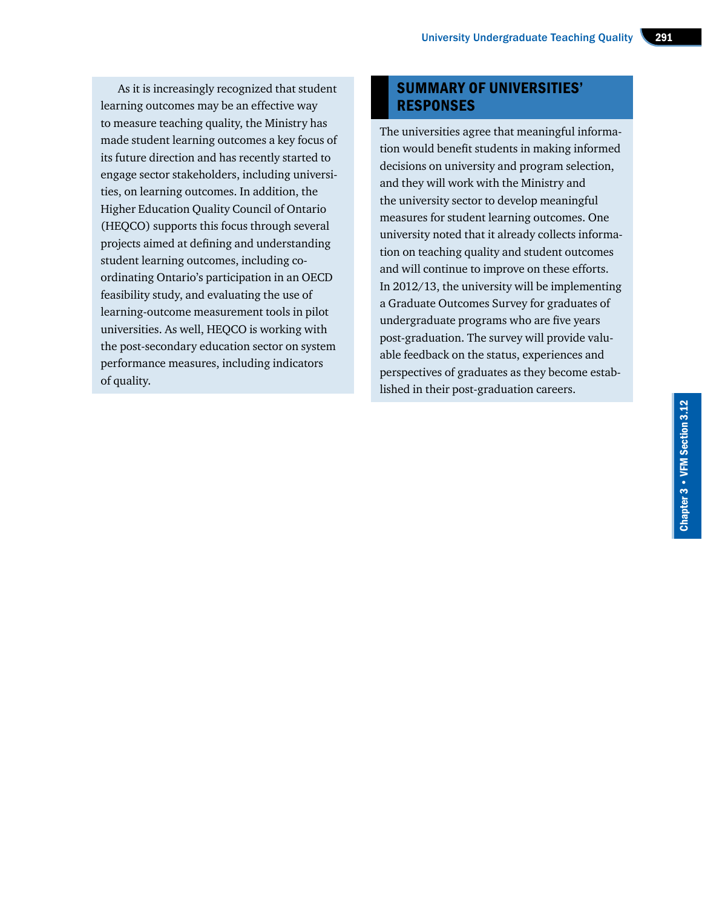As it is increasingly recognized that student learning outcomes may be an effective way to measure teaching quality, the Ministry has made student learning outcomes a key focus of its future direction and has recently started to engage sector stakeholders, including universities, on learning outcomes. In addition, the Higher Education Quality Council of Ontario (HEQCO) supports this focus through several projects aimed at defining and understanding student learning outcomes, including co-ordinating Ontario's participation in an OECD feasibility study, and evaluating the use of learning-outcome measurement tools in pilot universities. As well, HEQCO is working with the post-secondary education sector on system performance measures, including indicators of quality.

## SUMMARY OF UNIVERSITIES' RESPONSES

The universities agree that meaningful information would benefit students in making informed decisions on university and program selection, and they will work with the Ministry and the university sector to develop meaningful measures for student learning outcomes. One university noted that it already collects information on teaching quality and student outcomes and will continue to improve on these efforts. In 2012/13, the university will be implementing a Graduate Outcomes Survey for graduates of undergraduate programs who are five years post-graduation. The survey will provide valuable feedback on the status, experiences and perspectives of graduates as they become established in their post-graduation careers.